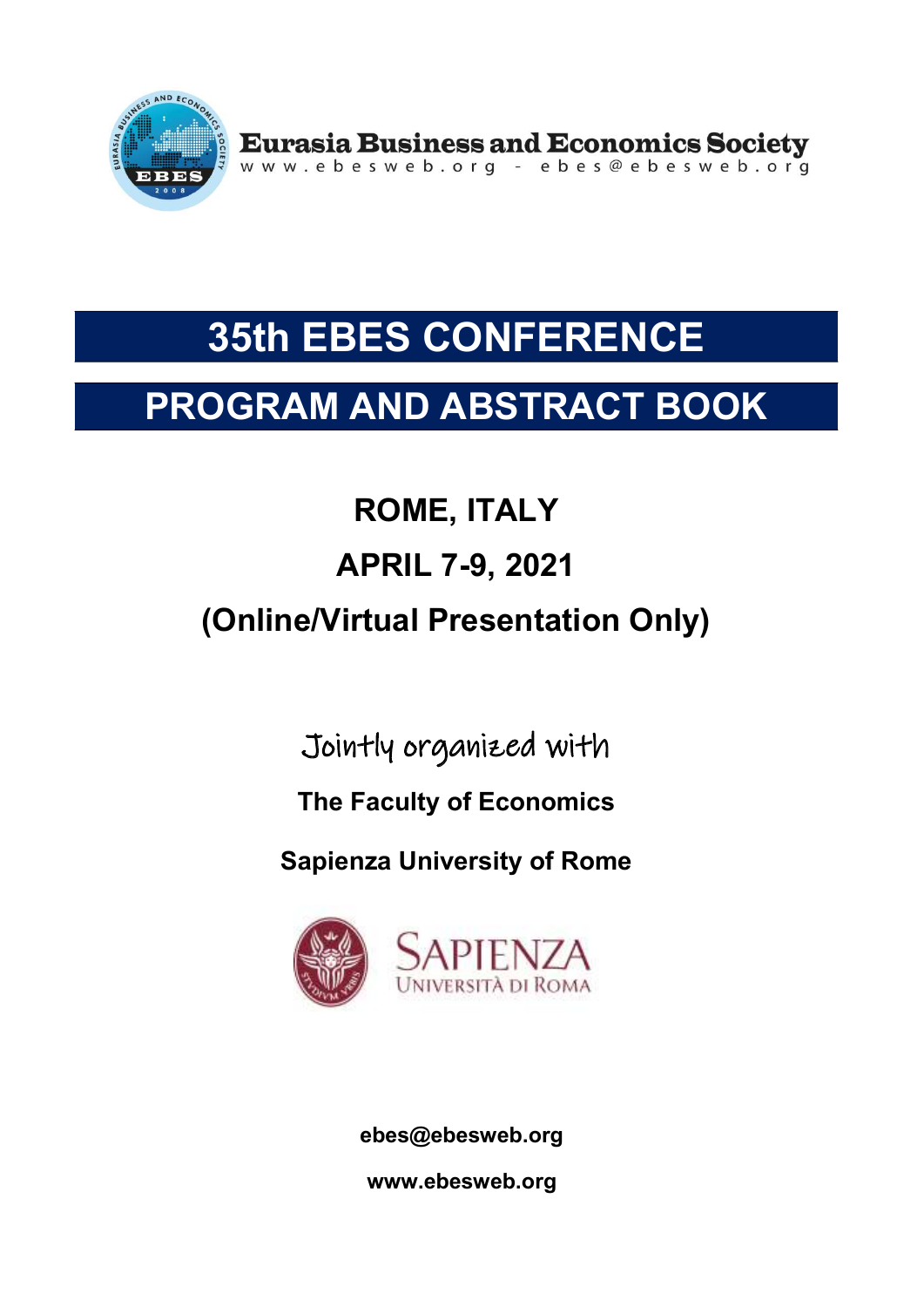**Eurasia Business and Economics Society**

www.ebesweb.org - ebes@ebesweb.org

# 35th EBES CONFERENCE

# PROGRAM AND ABSTRACT BOOK

## ROME, ITALY

## APRIL 7-9, 2021

## (Online/Virtual Presentation Only)

Jointly organized with

**The Faculty of Economics**

**Sapienza University of Rome**

SAPIENZA
UNIVERSITÀ DI ROMA

**ebes@ebesweb.org**

**www.ebesweb.org**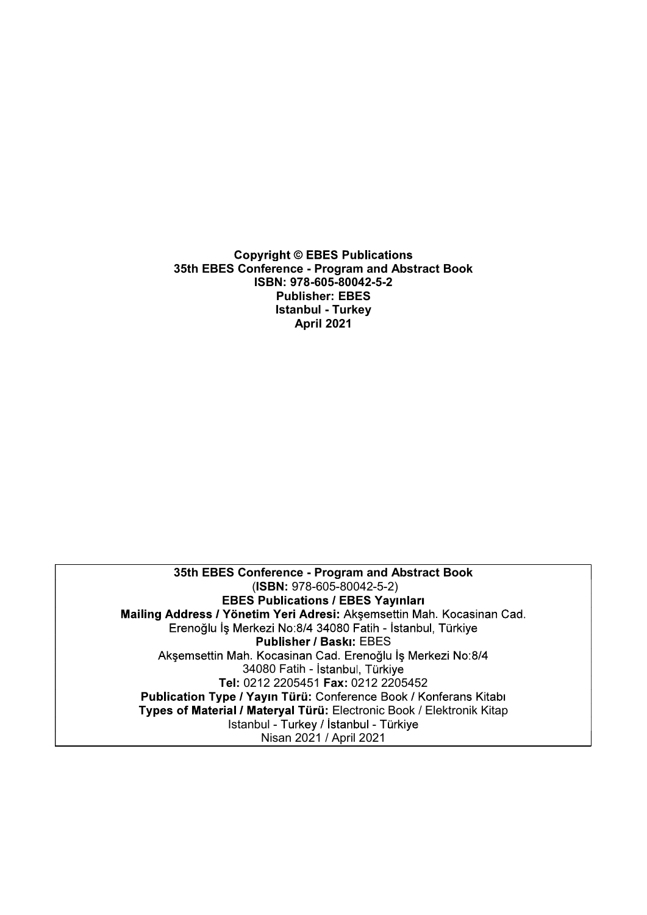**Copyright © EBES Publications**
**35th EBES Conference - Program and Abstract Book**
**ISBN: 978-605-80042-5-2**
**Publisher: EBES**
**Istanbul - Turkey**
**April 2021**

**35th EBES Conference - Program and Abstract Book**
(**ISBN:** 978-605-80042-5-2)
**EBES Publications / EBES Yayınları**
**Mailing Address / Yönetim Yeri Adresi:** Akşemsettin Mah. Kocasinan Cad. Erenoğlu İş Merkezi No:8/4 34080 Fatih - İstanbul, Türkiye
**Publisher / Baskı:** EBES
Akşemsettin Mah. Kocasinan Cad. Erenoğlu İş Merkezi No:8/4
34080 Fatih - İstanbul, Türkiye
**Tel:** 0212 2205451 **Fax:** 0212 2205452
**Publication Type / Yayın Türü:** Conference Book / Konferans Kitabı
**Types of Material / Materyal Türü:** Electronic Book / Elektronik Kitap
Istanbul - Turkey / İstanbul - Türkiye
Nisan 2021 / April 2021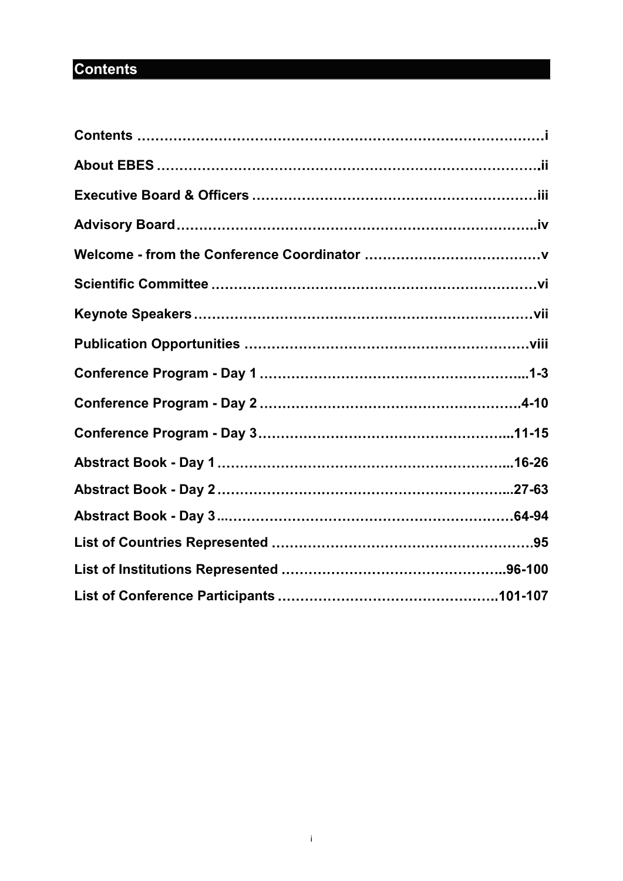# Contents

| | |
|---|---|
| **Contents** | **i** |
| **About EBES** | **ii** |
| **Executive Board & Officers** | **iii** |
| **Advisory Board** | **iv** |
| **Welcome - from the Conference Coordinator** | **v** |
| **Scientific Committee** | **vi** |
| **Keynote Speakers** | **vii** |
| **Publication Opportunities** | **viii** |
| **Conference Program - Day 1** | **1-3** |
| **Conference Program - Day 2** | **4-10** |
| **Conference Program - Day 3** | **11-15** |
| **Abstract Book - Day 1** | **16-26** |
| **Abstract Book - Day 2** | **27-63** |
| **Abstract Book - Day 3** | **64-94** |
| **List of Countries Represented** | **95** |
| **List of Institutions Represented** | **96-100** |
| **List of Conference Participants** | **101-107** |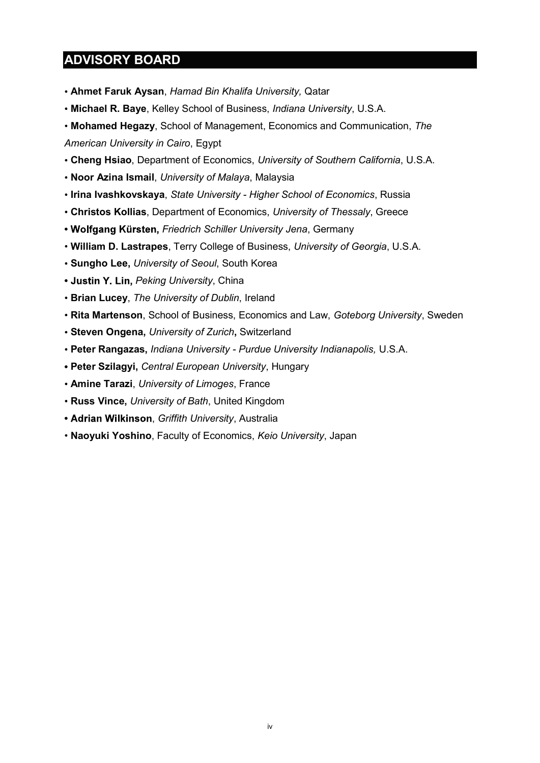## ADVISORY BOARD

- **Ahmet Faruk Aysan**, *Hamad Bin Khalifa University,* Qatar
- **Michael R. Baye**, Kelley School of Business, *Indiana University*, U.S.A.
- **Mohamed Hegazy**, School of Management, Economics and Communication, *The American University in Cairo*, Egypt
- **Cheng Hsiao**, Department of Economics, *University of Southern California*, U.S.A.
- **Noor Azina Ismail**, *University of Malaya*, Malaysia
- **Irina Ivashkovskaya**, *State University - Higher School of Economics*, Russia
- **Christos Kollias**, Department of Economics, *University of Thessaly*, Greece
- **Wolfgang Kürsten,** *Friedrich Schiller University Jena*, Germany
- **William D. Lastrapes**, Terry College of Business, *University of Georgia*, U.S.A.
- **Sungho Lee,** *University of Seoul*, South Korea
- **Justin Y. Lin,** *Peking University*, China
- **Brian Lucey**, *The University of Dublin*, Ireland
- **Rita Martenson**, School of Business, Economics and Law, *Goteborg University*, Sweden
- **Steven Ongena,** *University of Zurich***,** Switzerland
- **Peter Rangazas,** *Indiana University - Purdue University Indianapolis,* U.S.A.
- **Peter Szilagyi,** *Central European University*, Hungary
- **Amine Tarazi**, *University of Limoges*, France
- **Russ Vince,** *University of Bath*, United Kingdom
- **Adrian Wilkinson**, *Griffith University*, Australia
- **Naoyuki Yoshino**, Faculty of Economics, *Keio University*, Japan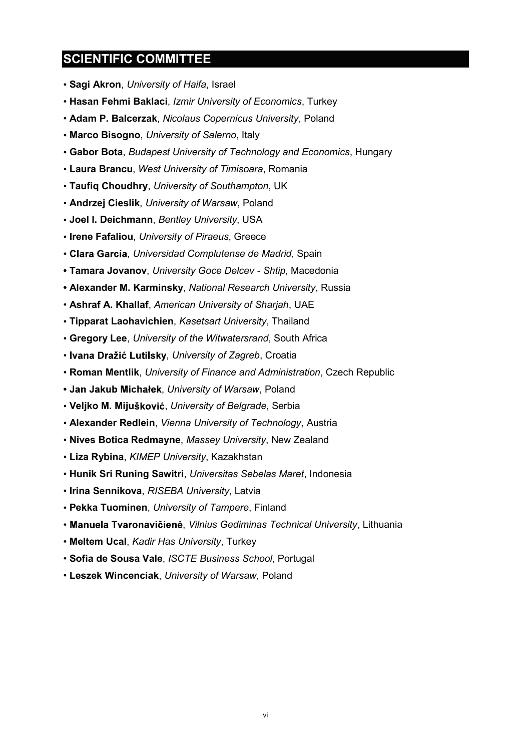## SCIENTIFIC COMMITTEE

- **Sagi Akron**, *University of Haifa*, Israel
- **Hasan Fehmi Baklaci**, *Izmir University of Economics*, Turkey
- **Adam P. Balcerzak**, *Nicolaus Copernicus University*, Poland
- **Marco Bisogno**, *University of Salerno*, Italy
- **Gabor Bota**, *Budapest University of Technology and Economics*, Hungary
- **Laura Brancu**, *West University of Timisoara*, Romania
- **Taufiq Choudhry**, *University of Southampton*, UK
- **Andrzej Cieslik**, *University of Warsaw*, Poland
- **Joel I. Deichmann**, *Bentley University*, USA
- **Irene Fafaliou**, *University of Piraeus*, Greece
- **Clara García**, *Universidad Complutense de Madrid*, Spain
- **Tamara Jovanov**, *University Goce Delcev - Shtip*, Macedonia
- **Alexander M. Karminsky**, *National Research University*, Russia
- **Ashraf A. Khallaf**, *American University of Sharjah*, UAE
- **Tipparat Laohavichien**, *Kasetsart University*, Thailand
- **Gregory Lee**, *University of the Witwatersrand*, South Africa
- **Ivana Dražić Lutilsky**, *University of Zagreb*, Croatia
- **Roman Mentlik**, *University of Finance and Administration*, Czech Republic
- **Jan Jakub Michałek**, *University of Warsaw*, Poland
- **Veljko M. Mijušković**, *University of Belgrade*, Serbia
- **Alexander Redlein**, *Vienna University of Technology*, Austria
- **Nives Botica Redmayne**, *Massey University*, New Zealand
- **Liza Rybina**, *KIMEP University*, Kazakhstan
- **Hunik Sri Runing Sawitri**, *Universitas Sebelas Maret*, Indonesia
- **Irina Sennikova**, *RISEBA University*, Latvia
- **Pekka Tuominen**, *University of Tampere*, Finland
- **Manuela Tvaronavičienė**, *Vilnius Gediminas Technical University*, Lithuania
- **Meltem Ucal**, *Kadir Has University*, Turkey
- **Sofia de Sousa Vale**, *ISCTE Business School*, Portugal
- **Leszek Wincenciak**, *University of Warsaw*, Poland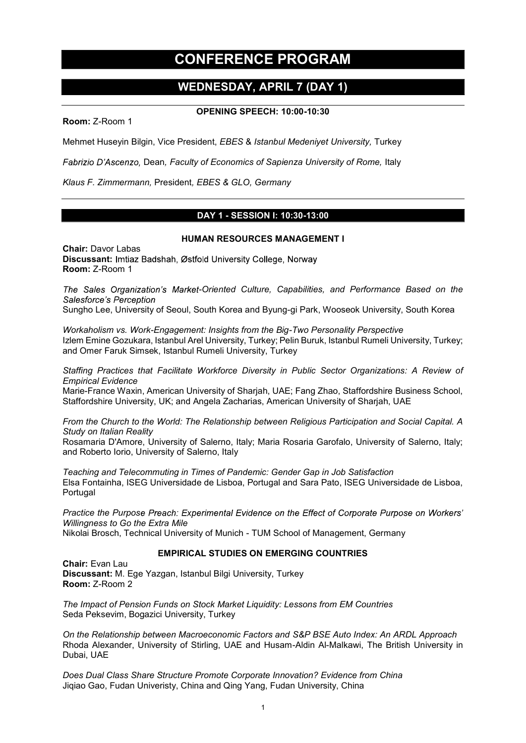# CONFERENCE PROGRAM

## WEDNESDAY, APRIL 7 (DAY 1)

### OPENING SPEECH: 10:00-10:30

**Room:** Z-Room 1

Mehmet Huseyin Bilgin, Vice President, *EBES* & *Istanbul Medeniyet University,* Turkey

*Fabrizio D'Ascenzo,* Dean*, Faculty of Economics of Sapienza University of Rome,* Italy

*Klaus F. Zimmermann,* President*, EBES & GLO, Germany*

## DAY 1 - SESSION I: 10:30-13:00

### HUMAN RESOURCES MANAGEMENT I

**Chair:** Davor Labas
**Discussant:** Imtiaz Badshah, Østfold University College, Norway
**Room:** Z-Room 1

*The Sales Organization's Market-Oriented Culture, Capabilities, and Performance Based on the Salesforce's Perception*
Sungho Lee, University of Seoul, South Korea and Byung-gi Park, Wooseok University, South Korea

*Workaholism vs. Work-Engagement: Insights from the Big-Two Personality Perspective*
Izlem Emine Gozukara, Istanbul Arel University, Turkey; Pelin Buruk, Istanbul Rumeli University, Turkey; and Omer Faruk Simsek, Istanbul Rumeli University, Turkey

*Staffing Practices that Facilitate Workforce Diversity in Public Sector Organizations: A Review of Empirical Evidence*
Marie-France Waxin, American University of Sharjah, UAE; Fang Zhao, Staffordshire Business School, Staffordshire University, UK; and Angela Zacharias, American University of Sharjah, UAE

*From the Church to the World: The Relationship between Religious Participation and Social Capital. A Study on Italian Reality*
Rosamaria D'Amore, University of Salerno, Italy; Maria Rosaria Garofalo, University of Salerno, Italy; and Roberto Iorio, University of Salerno, Italy

*Teaching and Telecommuting in Times of Pandemic: Gender Gap in Job Satisfaction*
Elsa Fontainha, ISEG Universidade de Lisboa, Portugal and Sara Pato, ISEG Universidade de Lisboa, Portugal

*Practice the Purpose Preach: Experimental Evidence on the Effect of Corporate Purpose on Workers' Willingness to Go the Extra Mile*
Nikolai Brosch, Technical University of Munich - TUM School of Management, Germany

### EMPIRICAL STUDIES ON EMERGING COUNTRIES

**Chair:** Evan Lau
**Discussant:** M. Ege Yazgan, Istanbul Bilgi University, Turkey
**Room:** Z-Room 2

*The Impact of Pension Funds on Stock Market Liquidity: Lessons from EM Countries*
Seda Peksevim, Bogazici University, Turkey

*On the Relationship between Macroeconomic Factors and S&P BSE Auto Index: An ARDL Approach*
Rhoda Alexander, University of Stirling, UAE and Husam-Aldin Al-Malkawi, The British University in Dubai, UAE

*Does Dual Class Share Structure Promote Corporate Innovation? Evidence from China*
Jiqiao Gao, Fudan Univeristy, China and Qing Yang, Fudan University, China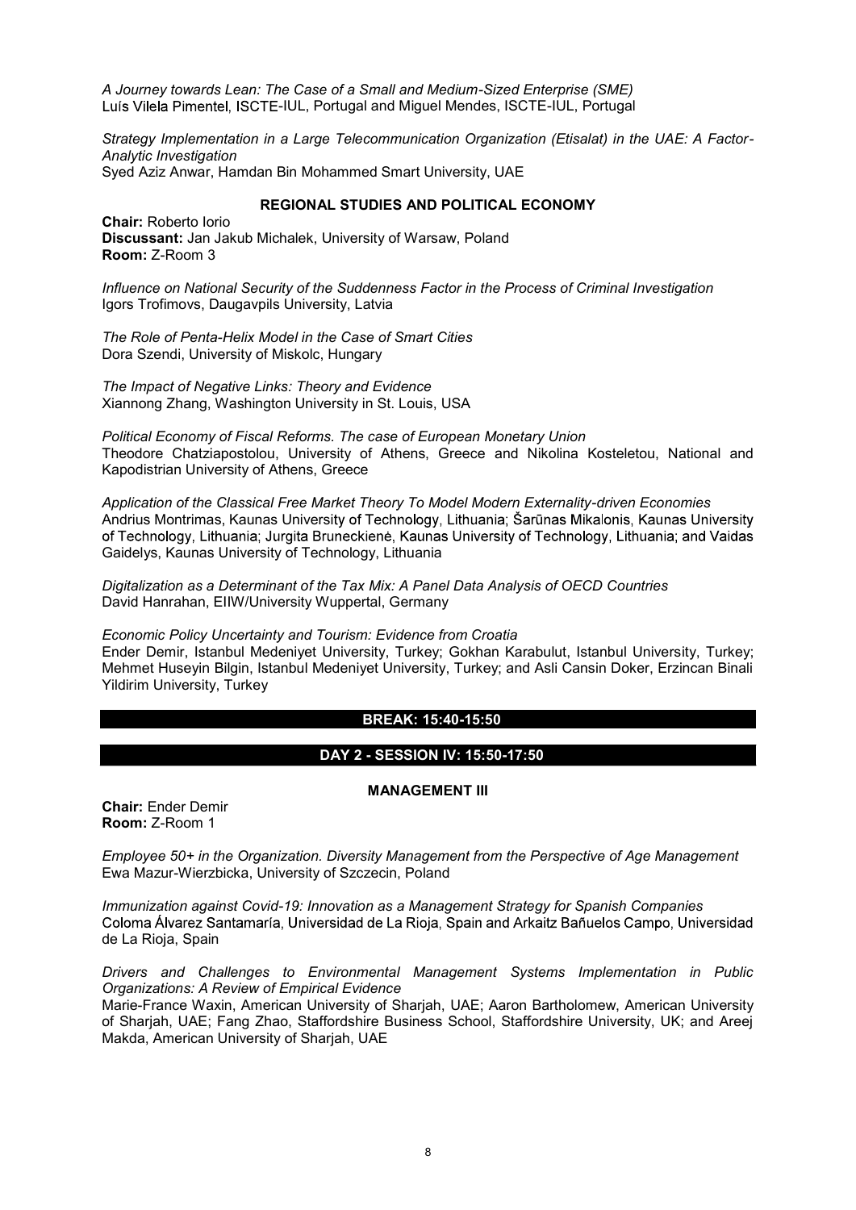*A Journey towards Lean: The Case of a Small and Medium-Sized Enterprise (SME)*
Luís Vilela Pimentel, ISCTE-IUL, Portugal and Miguel Mendes, ISCTE-IUL, Portugal

*Strategy Implementation in a Large Telecommunication Organization (Etisalat) in the UAE: A Factor-Analytic Investigation*
Syed Aziz Anwar, Hamdan Bin Mohammed Smart University, UAE

### REGIONAL STUDIES AND POLITICAL ECONOMY

**Chair:** Roberto Iorio
**Discussant:** Jan Jakub Michalek, University of Warsaw, Poland
**Room:** Z-Room 3

*Influence on National Security of the Suddenness Factor in the Process of Criminal Investigation*
Igors Trofimovs, Daugavpils University, Latvia

*The Role of Penta-Helix Model in the Case of Smart Cities*
Dora Szendi, University of Miskolc, Hungary

*The Impact of Negative Links: Theory and Evidence*
Xiannong Zhang, Washington University in St. Louis, USA

*Political Economy of Fiscal Reforms. The case of European Monetary Union*
Theodore Chatziapostolou, University of Athens, Greece and Nikolina Kosteletou, National and Kapodistrian University of Athens, Greece

*Application of the Classical Free Market Theory To Model Modern Externality-driven Economies*
Andrius Montrimas, Kaunas University of Technology, Lithuania; Šarūnas Mikalonis, Kaunas University of Technology, Lithuania; Jurgita Bruneckienė, Kaunas University of Technology, Lithuania; and Vaidas Gaidelys, Kaunas University of Technology, Lithuania

*Digitalization as a Determinant of the Tax Mix: A Panel Data Analysis of OECD Countries*
David Hanrahan, EIIW/University Wuppertal, Germany

*Economic Policy Uncertainty and Tourism: Evidence from Croatia*
Ender Demir, Istanbul Medeniyet University, Turkey; Gokhan Karabulut, Istanbul University, Turkey; Mehmet Huseyin Bilgin, Istanbul Medeniyet University, Turkey; and Asli Cansin Doker, Erzincan Binali Yildirim University, Turkey

## BREAK: 15:40-15:50

## DAY 2 - SESSION IV: 15:50-17:50

### MANAGEMENT III

**Chair:** Ender Demir
**Room:** Z-Room 1

*Employee 50+ in the Organization. Diversity Management from the Perspective of Age Management*
Ewa Mazur-Wierzbicka, University of Szczecin, Poland

*Immunization against Covid-19: Innovation as a Management Strategy for Spanish Companies*
Coloma Álvarez Santamaría, Universidad de La Rioja, Spain and Arkaitz Bañuelos Campo, Universidad de La Rioja, Spain

*Drivers and Challenges to Environmental Management Systems Implementation in Public Organizations: A Review of Empirical Evidence*
Marie-France Waxin, American University of Sharjah, UAE; Aaron Bartholomew, American University of Sharjah, UAE; Fang Zhao, Staffordshire Business School, Staffordshire University, UK; and Areej Makda, American University of Sharjah, UAE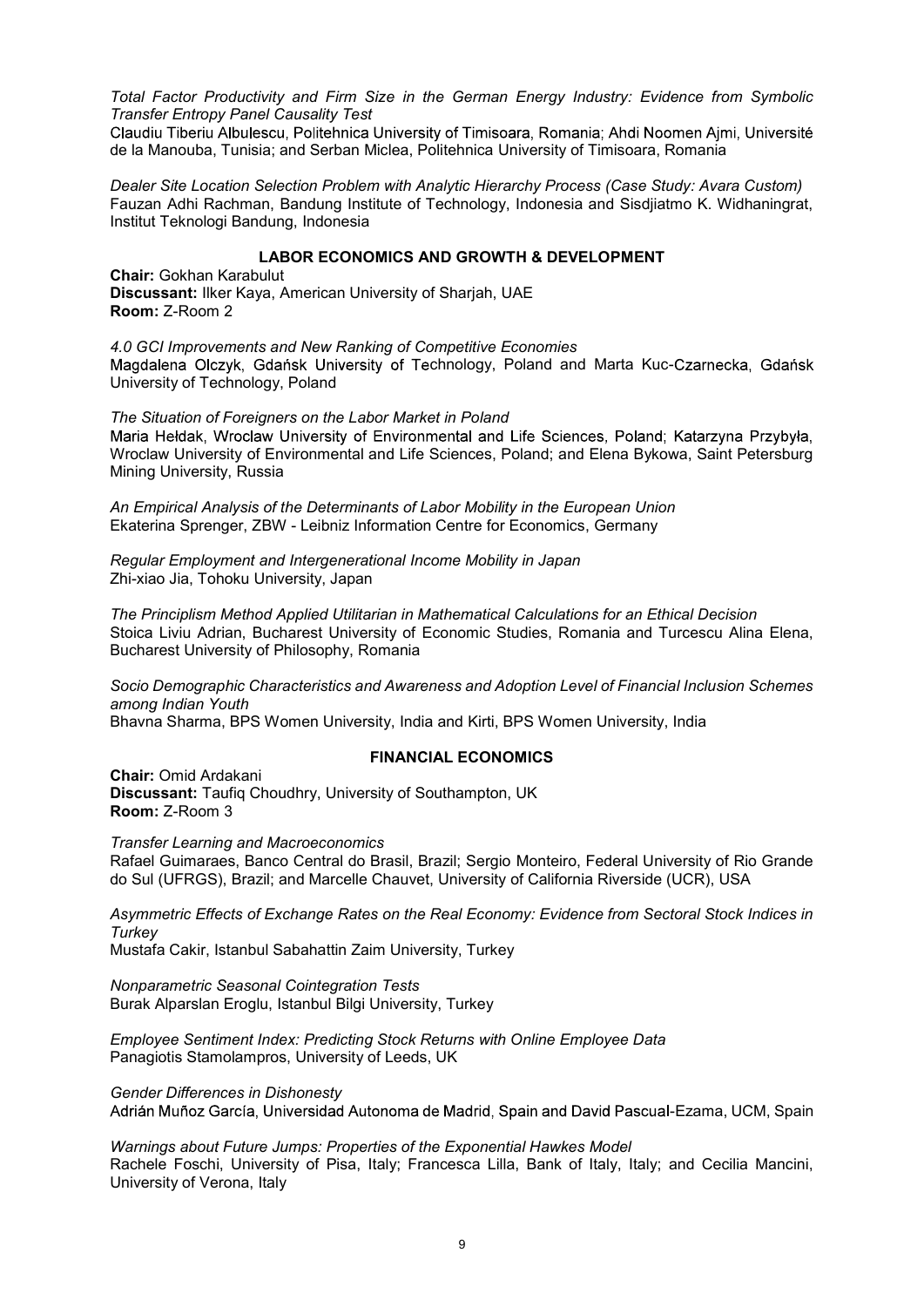*Total Factor Productivity and Firm Size in the German Energy Industry: Evidence from Symbolic Transfer Entropy Panel Causality Test*
Claudiu Tiberiu Albulescu, Politehnica University of Timisoara, Romania; Ahdi Noomen Ajmi, Université de la Manouba, Tunisia; and Serban Miclea, Politehnica University of Timisoara, Romania

*Dealer Site Location Selection Problem with Analytic Hierarchy Process (Case Study: Avara Custom)*
Fauzan Adhi Rachman, Bandung Institute of Technology, Indonesia and Sisdjiatmo K. Widhaningrat, Institut Teknologi Bandung, Indonesia

## LABOR ECONOMICS AND GROWTH & DEVELOPMENT

**Chair:** Gokhan Karabulut
**Discussant:** Ilker Kaya, American University of Sharjah, UAE
**Room:** Z-Room 2

*4.0 GCI Improvements and New Ranking of Competitive Economies*
Magdalena Olczyk, Gdańsk University of Technology, Poland and Marta Kuc-Czarnecka, Gdańsk University of Technology, Poland

*The Situation of Foreigners on the Labor Market in Poland*
Maria Hełdak, Wroclaw University of Environmental and Life Sciences, Poland; Katarzyna Przybyła, Wroclaw University of Environmental and Life Sciences, Poland; and Elena Bykowa, Saint Petersburg Mining University, Russia

*An Empirical Analysis of the Determinants of Labor Mobility in the European Union*
Ekaterina Sprenger, ZBW - Leibniz Information Centre for Economics, Germany

*Regular Employment and Intergenerational Income Mobility in Japan*
Zhi-xiao Jia, Tohoku University, Japan

*The Principlism Method Applied Utilitarian in Mathematical Calculations for an Ethical Decision*
Stoica Liviu Adrian, Bucharest University of Economic Studies, Romania and Turcescu Alina Elena, Bucharest University of Philosophy, Romania

*Socio Demographic Characteristics and Awareness and Adoption Level of Financial Inclusion Schemes among Indian Youth*
Bhavna Sharma, BPS Women University, India and Kirti, BPS Women University, India

## FINANCIAL ECONOMICS

**Chair:** Omid Ardakani
**Discussant:** Taufiq Choudhry, University of Southampton, UK
**Room:** Z-Room 3

*Transfer Learning and Macroeconomics*
Rafael Guimaraes, Banco Central do Brasil, Brazil; Sergio Monteiro, Federal University of Rio Grande do Sul (UFRGS), Brazil; and Marcelle Chauvet, University of California Riverside (UCR), USA

*Asymmetric Effects of Exchange Rates on the Real Economy: Evidence from Sectoral Stock Indices in Turkey*
Mustafa Cakir, Istanbul Sabahattin Zaim University, Turkey

*Nonparametric Seasonal Cointegration Tests*
Burak Alparslan Eroglu, Istanbul Bilgi University, Turkey

*Employee Sentiment Index: Predicting Stock Returns with Online Employee Data*
Panagiotis Stamolampros, University of Leeds, UK

*Gender Differences in Dishonesty*
Adrián Muñoz García, Universidad Autonoma de Madrid, Spain and David Pascual-Ezama, UCM, Spain

*Warnings about Future Jumps: Properties of the Exponential Hawkes Model*
Rachele Foschi, University of Pisa, Italy; Francesca Lilla, Bank of Italy, Italy; and Cecilia Mancini, University of Verona, Italy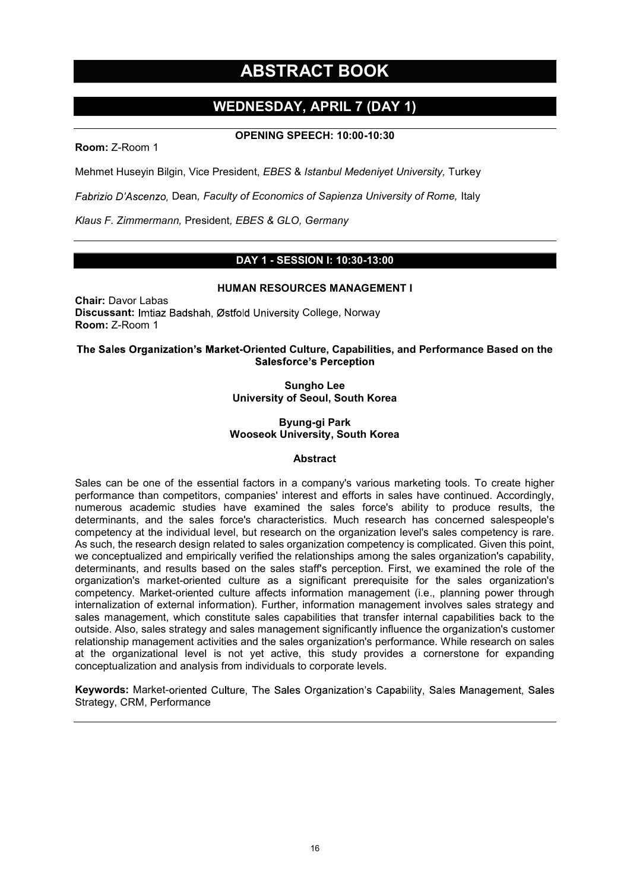# ABSTRACT BOOK

## WEDNESDAY, APRIL 7 (DAY 1)

**OPENING SPEECH: 10:00-10:30**

**Room:** Z-Room 1

Mehmet Huseyin Bilgin, Vice President, *EBES* & *Istanbul Medeniyet University,* Turkey

*Fabrizio D'Ascenzo,* Dean*, Faculty of Economics of Sapienza University of Rome,* Italy

*Klaus F. Zimmermann,* President*, EBES & GLO, Germany*

## DAY 1 - SESSION I: 10:30-13:00

**HUMAN RESOURCES MANAGEMENT I**

**Chair:** Davor Labas
**Discussant:** Imtiaz Badshah, Østfold University College, Norway
**Room:** Z-Room 1

### The Sales Organization's Market-Oriented Culture, Capabilities, and Performance Based on the Salesforce's Perception

**Sungho Lee**
**University of Seoul, South Korea**

**Byung-gi Park**
**Wooseok University, South Korea**

**Abstract**

Sales can be one of the essential factors in a company's various marketing tools. To create higher performance than competitors, companies' interest and efforts in sales have continued. Accordingly, numerous academic studies have examined the sales force's ability to produce results, the determinants, and the sales force's characteristics. Much research has concerned salespeople's competency at the individual level, but research on the organization level's sales competency is rare. As such, the research design related to sales organization competency is complicated. Given this point, we conceptualized and empirically verified the relationships among the sales organization's capability, determinants, and results based on the sales staff's perception. First, we examined the role of the organization's market-oriented culture as a significant prerequisite for the sales organization's competency. Market-oriented culture affects information management (i.e., planning power through internalization of external information). Further, information management involves sales strategy and sales management, which constitute sales capabilities that transfer internal capabilities back to the outside. Also, sales strategy and sales management significantly influence the organization's customer relationship management activities and the sales organization's performance. While research on sales at the organizational level is not yet active, this study provides a cornerstone for expanding conceptualization and analysis from individuals to corporate levels.

**Keywords:** Market-oriented Culture, The Sales Organization's Capability, Sales Management, Sales Strategy, CRM, Performance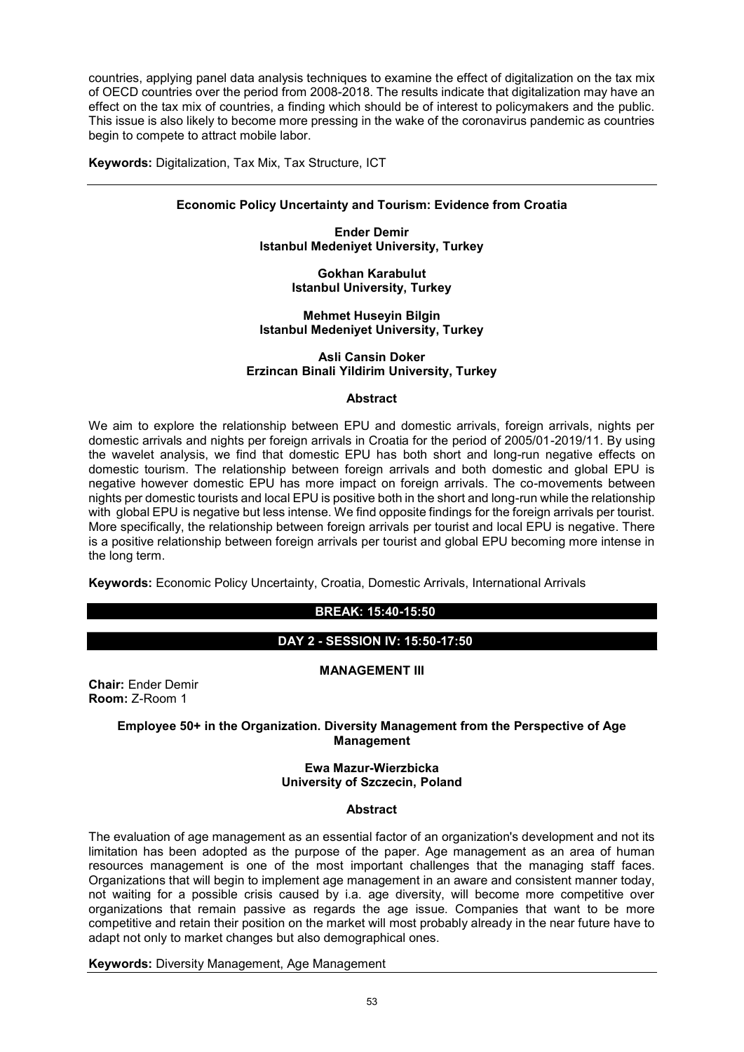countries, applying panel data analysis techniques to examine the effect of digitalization on the tax mix of OECD countries over the period from 2008-2018. The results indicate that digitalization may have an effect on the tax mix of countries, a finding which should be of interest to policymakers and the public. This issue is also likely to become more pressing in the wake of the coronavirus pandemic as countries begin to compete to attract mobile labor.

**Keywords:** Digitalization, Tax Mix, Tax Structure, ICT

---

### Economic Policy Uncertainty and Tourism: Evidence from Croatia

**Ender Demir**
**Istanbul Medeniyet University, Turkey**

**Gokhan Karabulut**
**Istanbul University, Turkey**

**Mehmet Huseyin Bilgin**
**Istanbul Medeniyet University, Turkey**

**Asli Cansin Doker**
**Erzincan Binali Yildirim University, Turkey**

#### Abstract

We aim to explore the relationship between EPU and domestic arrivals, foreign arrivals, nights per domestic arrivals and nights per foreign arrivals in Croatia for the period of 2005/01-2019/11. By using the wavelet analysis, we find that domestic EPU has both short and long-run negative effects on domestic tourism. The relationship between foreign arrivals and both domestic and global EPU is negative however domestic EPU has more impact on foreign arrivals. The co-movements between nights per domestic tourists and local EPU is positive both in the short and long-run while the relationship with global EPU is negative but less intense. We find opposite findings for the foreign arrivals per tourist. More specifically, the relationship between foreign arrivals per tourist and local EPU is negative. There is a positive relationship between foreign arrivals per tourist and global EPU becoming more intense in the long term.

**Keywords:** Economic Policy Uncertainty, Croatia, Domestic Arrivals, International Arrivals

## BREAK: 15:40-15:50

## DAY 2 - SESSION IV: 15:50-17:50

### MANAGEMENT III

**Chair:** Ender Demir
**Room:** Z-Room 1

### Employee 50+ in the Organization. Diversity Management from the Perspective of Age Management

**Ewa Mazur-Wierzbicka**
**University of Szczecin, Poland**

#### Abstract

The evaluation of age management as an essential factor of an organization's development and not its limitation has been adopted as the purpose of the paper. Age management as an area of human resources management is one of the most important challenges that the managing staff faces. Organizations that will begin to implement age management in an aware and consistent manner today, not waiting for a possible crisis caused by i.a. age diversity, will become more competitive over organizations that remain passive as regards the age issue. Companies that want to be more competitive and retain their position on the market will most probably already in the near future have to adapt not only to market changes but also demographical ones.

**Keywords:** Diversity Management, Age Management

---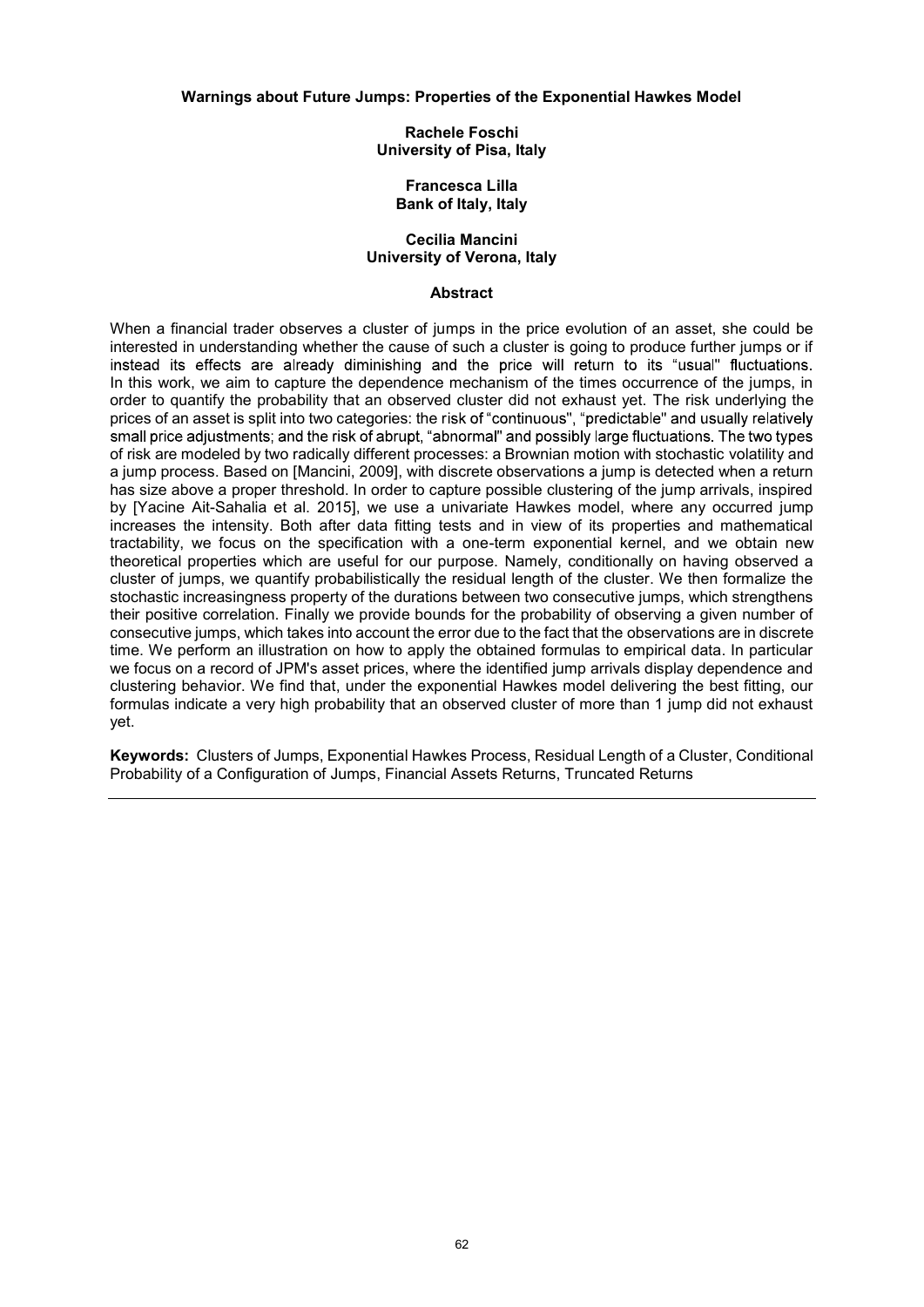**Warnings about Future Jumps: Properties of the Exponential Hawkes Model**

**Rachele Foschi**
**University of Pisa, Italy**

**Francesca Lilla**
**Bank of Italy, Italy**

**Cecilia Mancini**
**University of Verona, Italy**

**Abstract**

When a financial trader observes a cluster of jumps in the price evolution of an asset, she could be interested in understanding whether the cause of such a cluster is going to produce further jumps or if instead its effects are already diminishing and the price will return to its "usual" fluctuations. In this work, we aim to capture the dependence mechanism of the times occurrence of the jumps, in order to quantify the probability that an observed cluster did not exhaust yet. The risk underlying the prices of an asset is split into two categories: the risk of "continuous", "predictable" and usually relatively small price adjustments; and the risk of abrupt, "abnormal" and possibly large fluctuations. The two types of risk are modeled by two radically different processes: a Brownian motion with stochastic volatility and a jump process. Based on [Mancini, 2009], with discrete observations a jump is detected when a return has size above a proper threshold. In order to capture possible clustering of the jump arrivals, inspired by [Yacine Ait-Sahalia et al. 2015], we use a univariate Hawkes model, where any occurred jump increases the intensity. Both after data fitting tests and in view of its properties and mathematical tractability, we focus on the specification with a one-term exponential kernel, and we obtain new theoretical properties which are useful for our purpose. Namely, conditionally on having observed a cluster of jumps, we quantify probabilistically the residual length of the cluster. We then formalize the stochastic increasingness property of the durations between two consecutive jumps, which strengthens their positive correlation. Finally we provide bounds for the probability of observing a given number of consecutive jumps, which takes into account the error due to the fact that the observations are in discrete time. We perform an illustration on how to apply the obtained formulas to empirical data. In particular we focus on a record of JPM's asset prices, where the identified jump arrivals display dependence and clustering behavior. We find that, under the exponential Hawkes model delivering the best fitting, our formulas indicate a very high probability that an observed cluster of more than 1 jump did not exhaust yet.

**Keywords:** Clusters of Jumps, Exponential Hawkes Process, Residual Length of a Cluster, Conditional Probability of a Configuration of Jumps, Financial Assets Returns, Truncated Returns